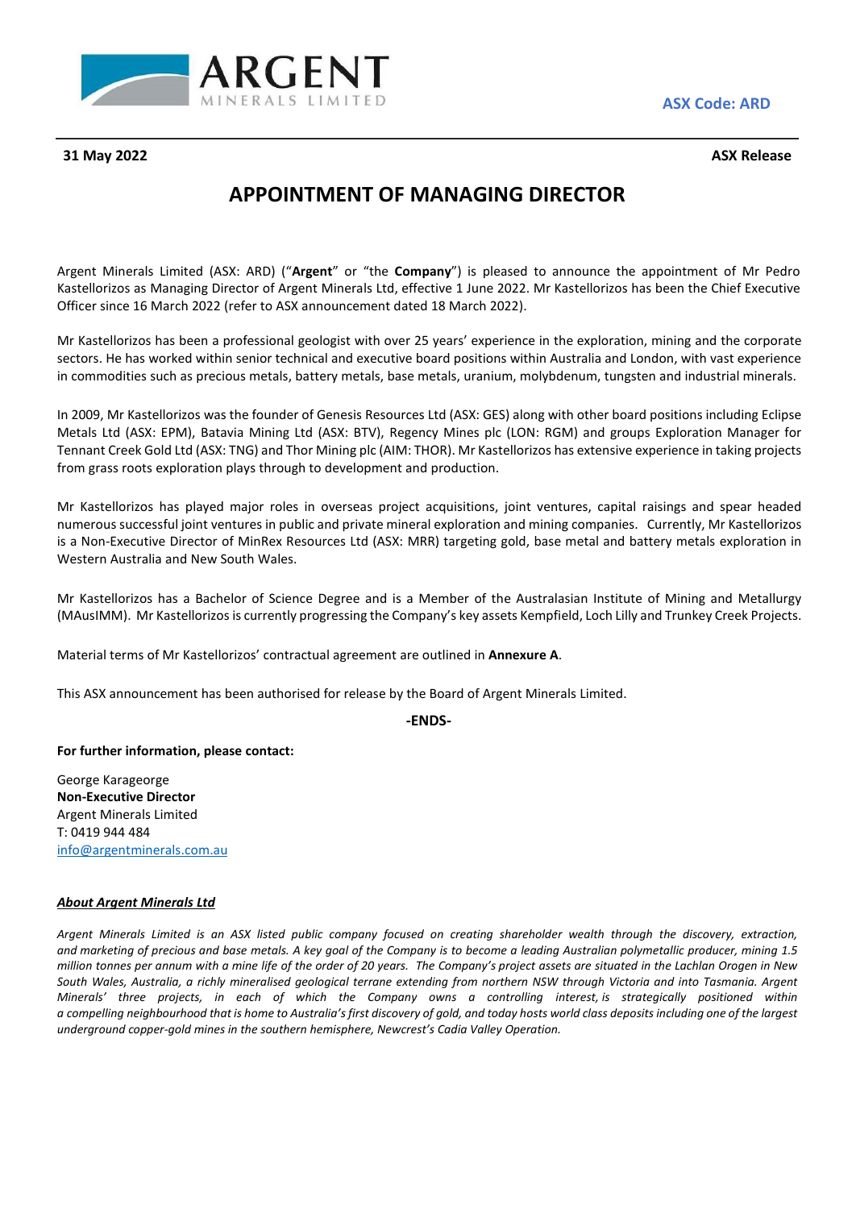ARGENT MINERALS LIMITED

**ASX Code: ARD**

**31 May 2022** **ASX Release**

# APPOINTMENT OF MANAGING DIRECTOR

Argent Minerals Limited (ASX: ARD) ("**Argent**" or "the **Company**") is pleased to announce the appointment of Mr Pedro Kastellorizos as Managing Director of Argent Minerals Ltd, effective 1 June 2022. Mr Kastellorizos has been the Chief Executive Officer since 16 March 2022 (refer to ASX announcement dated 18 March 2022).

Mr Kastellorizos has been a professional geologist with over 25 years' experience in the exploration, mining and the corporate sectors. He has worked within senior technical and executive board positions within Australia and London, with vast experience in commodities such as precious metals, battery metals, base metals, uranium, molybdenum, tungsten and industrial minerals.

In 2009, Mr Kastellorizos was the founder of Genesis Resources Ltd (ASX: GES) along with other board positions including Eclipse Metals Ltd (ASX: EPM), Batavia Mining Ltd (ASX: BTV), Regency Mines plc (LON: RGM) and groups Exploration Manager for Tennant Creek Gold Ltd (ASX: TNG) and Thor Mining plc (AIM: THOR). Mr Kastellorizos has extensive experience in taking projects from grass roots exploration plays through to development and production.

Mr Kastellorizos has played major roles in overseas project acquisitions, joint ventures, capital raisings and spear headed numerous successful joint ventures in public and private mineral exploration and mining companies. Currently, Mr Kastellorizos is a Non-Executive Director of MinRex Resources Ltd (ASX: MRR) targeting gold, base metal and battery metals exploration in Western Australia and New South Wales.

Mr Kastellorizos has a Bachelor of Science Degree and is a Member of the Australasian Institute of Mining and Metallurgy (MAusIMM). Mr Kastellorizos is currently progressing the Company's key assets Kempfield, Loch Lilly and Trunkey Creek Projects.

Material terms of Mr Kastellorizos' contractual agreement are outlined in **Annexure A**.

This ASX announcement has been authorised for release by the Board of Argent Minerals Limited.

**-ENDS-**

**For further information, please contact:**

George Karageorge
**Non-Executive Director**
Argent Minerals Limited
T: 0419 944 484
info@argentminerals.com.au

***About Argent Minerals Ltd***

*Argent Minerals Limited is an ASX listed public company focused on creating shareholder wealth through the discovery, extraction, and marketing of precious and base metals. A key goal of the Company is to become a leading Australian polymetallic producer, mining 1.5 million tonnes per annum with a mine life of the order of 20 years. The Company's project assets are situated in the Lachlan Orogen in New South Wales, Australia, a richly mineralised geological terrane extending from northern NSW through Victoria and into Tasmania. Argent Minerals' three projects, in each of which the Company owns a controlling interest, is strategically positioned within a compelling neighbourhood that is home to Australia's first discovery of gold, and today hosts world class deposits including one of the largest underground copper-gold mines in the southern hemisphere, Newcrest's Cadia Valley Operation.*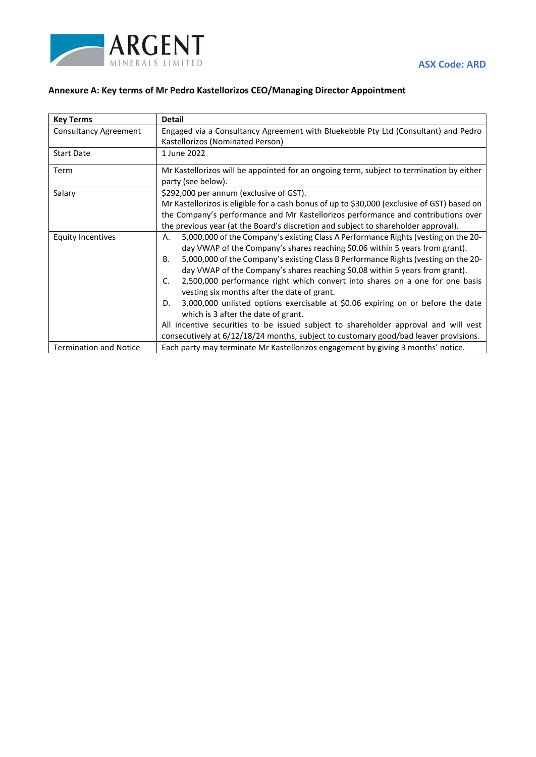ARGENT MINERALS LIMITED

ASX Code: ARD

**Annexure A: Key terms of Mr Pedro Kastellorizos CEO/Managing Director Appointment**

| Key Terms | Detail |
|---|---|
| Consultancy Agreement | Engaged via a Consultancy Agreement with Bluekebble Pty Ltd (Consultant) and Pedro Kastellorizos (Nominated Person) |
| Start Date | 1 June 2022 |
| Term | Mr Kastellorizos will be appointed for an ongoing term, subject to termination by either party (see below). |
| Salary | \$292,000 per annum (exclusive of GST).<br>Mr Kastellorizos is eligible for a cash bonus of up to \$30,000 (exclusive of GST) based on the Company's performance and Mr Kastellorizos performance and contributions over the previous year (at the Board's discretion and subject to shareholder approval). |
| Equity Incentives | A. 5,000,000 of the Company's existing Class A Performance Rights (vesting on the 20-day VWAP of the Company's shares reaching \$0.06 within 5 years from grant).<br>B. 5,000,000 of the Company's existing Class B Performance Rights (vesting on the 20-day VWAP of the Company's shares reaching \$0.08 within 5 years from grant).<br>C. 2,500,000 performance right which convert into shares on a one for one basis vesting six months after the date of grant.<br>D. 3,000,000 unlisted options exercisable at \$0.06 expiring on or before the date which is 3 after the date of grant.<br>All incentive securities to be issued subject to shareholder approval and will vest consecutively at 6/12/18/24 months, subject to customary good/bad leaver provisions. |
| Termination and Notice | Each party may terminate Mr Kastellorizos engagement by giving 3 months' notice. |